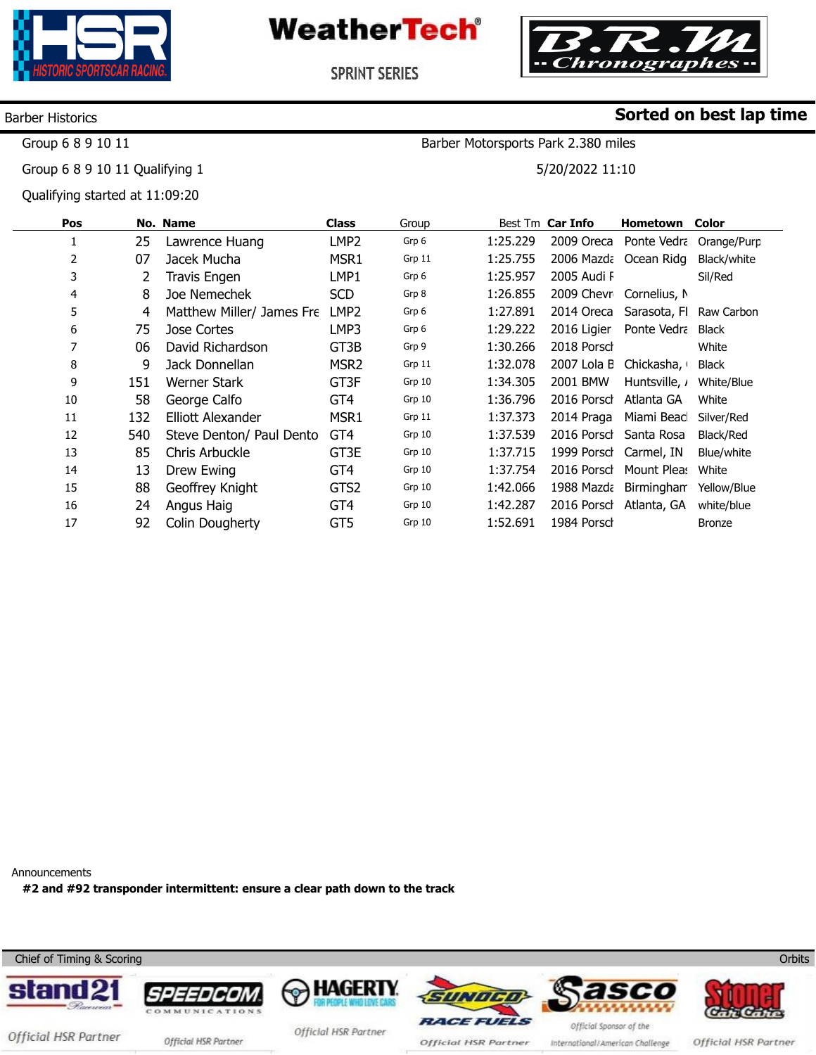HSR HISTORIC SPORTSCAR RACING

WeatherTech® SPRINT SERIES

B.R.M -- Chronographes --

Barber Historics

**Sorted on best lap time**

Group 6 8 9 10 11

Barber Motorsports Park 2.380 miles

Group 6 8 9 10 11 Qualifying 1

5/20/2022 11:10

Qualifying started at 11:09:20

| Pos | No. | Name | Class | Group | Best Tm | Car Info | Hometown | Color |
|---|---|---|---|---|---|---|---|---|
| 1 | 25 | Lawrence Huang | LMP2 | Grp 6 | 1:25.229 | 2009 Oreca | Ponte Vedra | Orange/Purp |
| 2 | 07 | Jacek Mucha | MSR1 | Grp 11 | 1:25.755 | 2006 Mazda | Ocean Ridg | Black/white |
| 3 | 2 | Travis Engen | LMP1 | Grp 6 | 1:25.957 | 2005 Audi R | | Sil/Red |
| 4 | 8 | Joe Nemechek | SCD | Grp 8 | 1:26.855 | 2009 Chevr | Cornelius, N | |
| 5 | 4 | Matthew Miller/ James Fre | LMP2 | Grp 6 | 1:27.891 | 2014 Oreca | Sarasota, Fl | Raw Carbon |
| 6 | 75 | Jose Cortes | LMP3 | Grp 6 | 1:29.222 | 2016 Ligier | Ponte Vedra | Black |
| 7 | 06 | David Richardson | GT3B | Grp 9 | 1:30.266 | 2018 Porsch | | White |
| 8 | 9 | Jack Donnellan | MSR2 | Grp 11 | 1:32.078 | 2007 Lola B | Chickasha, | Black |
| 9 | 151 | Werner Stark | GT3F | Grp 10 | 1:34.305 | 2001 BMW | Huntsville, A | White/Blue |
| 10 | 58 | George Calfo | GT4 | Grp 10 | 1:36.796 | 2016 Porsch | Atlanta GA | White |
| 11 | 132 | Elliott Alexander | MSR1 | Grp 11 | 1:37.373 | 2014 Praga | Miami Beach | Silver/Red |
| 12 | 540 | Steve Denton/ Paul Dento | GT4 | Grp 10 | 1:37.539 | 2016 Porsch | Santa Rosa | Black/Red |
| 13 | 85 | Chris Arbuckle | GT3E | Grp 10 | 1:37.715 | 1999 Porsch | Carmel, IN | Blue/white |
| 14 | 13 | Drew Ewing | GT4 | Grp 10 | 1:37.754 | 2016 Porsch | Mount Pleas | White |
| 15 | 88 | Geoffrey Knight | GTS2 | Grp 10 | 1:42.066 | 1988 Mazda | Birmingham | Yellow/Blue |
| 16 | 24 | Angus Haig | GT4 | Grp 10 | 1:42.287 | 2016 Porsch | Atlanta, GA | white/blue |
| 17 | 92 | Colin Dougherty | GT5 | Grp 10 | 1:52.691 | 1984 Porsch | | Bronze |

Announcements

**#2 and #92 transponder intermittent: ensure a clear path down to the track**

Chief of Timing & Scoring

Orbits

stand21 — Official HSR Partner | SPEEDCOM COMMUNICATIONS — Official HSR Partner | HAGERTY FOR PEOPLE WHO LOVE CARS — Official HSR Partner | SUNOCO RACE FUELS — Official HSR Partner | Sasco — Official Sponsor of the International/American Challenge | Stoner Car Care — Official HSR Partner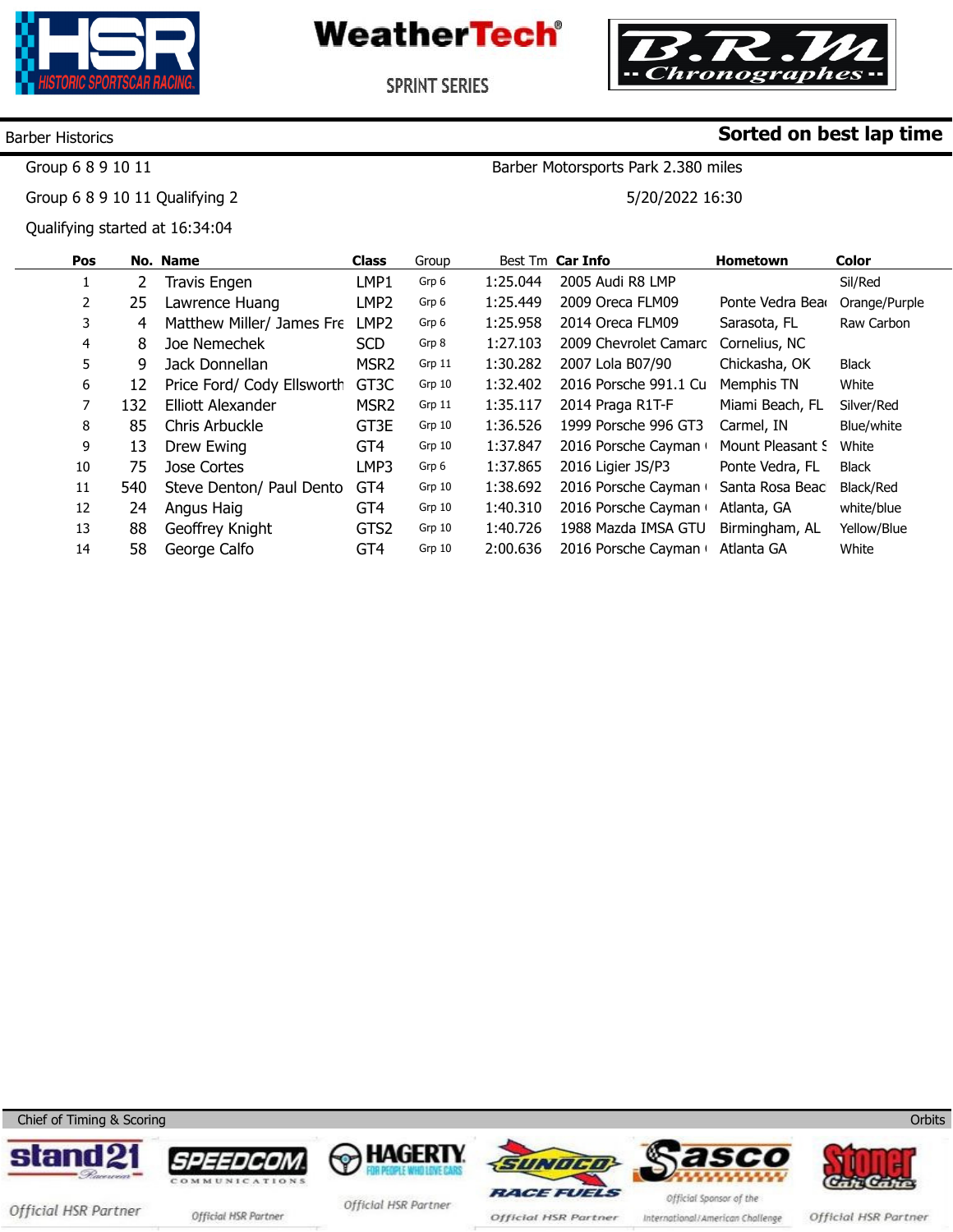HSR HISTORIC SPORTSCAR RACING — WeatherTech SPRINT SERIES — B.R.M Chronographes

Barber Historics | **Sorted on best lap time**

Group 6 8 9 10 11 | Barber Motorsports Park 2.380 miles

Group 6 8 9 10 11 Qualifying 2 | 5/20/2022 16:30

Qualifying started at 16:34:04

| Pos | No. | Name | Class | Group | Best Tm | Car Info | Hometown | Color |
|---|---|---|---|---|---|---|---|---|
| 1 | 2 | Travis Engen | LMP1 | Grp 6 | 1:25.044 | 2005 Audi R8 LMP | | Sil/Red |
| 2 | 25 | Lawrence Huang | LMP2 | Grp 6 | 1:25.449 | 2009 Oreca FLM09 | Ponte Vedra Bea | Orange/Purple |
| 3 | 4 | Matthew Miller/ James Fre | LMP2 | Grp 6 | 1:25.958 | 2014 Oreca FLM09 | Sarasota, FL | Raw Carbon |
| 4 | 8 | Joe Nemechek | SCD | Grp 8 | 1:27.103 | 2009 Chevrolet Camarc | Cornelius, NC | |
| 5 | 9 | Jack Donnellan | MSR2 | Grp 11 | 1:30.282 | 2007 Lola B07/90 | Chickasha, OK | Black |
| 6 | 12 | Price Ford/ Cody Ellsworth | GT3C | Grp 10 | 1:32.402 | 2016 Porsche 991.1 Cu | Memphis TN | White |
| 7 | 132 | Elliott Alexander | MSR2 | Grp 11 | 1:35.117 | 2014 Praga R1T-F | Miami Beach, FL | Silver/Red |
| 8 | 85 | Chris Arbuckle | GT3E | Grp 10 | 1:36.526 | 1999 Porsche 996 GT3 | Carmel, IN | Blue/white |
| 9 | 13 | Drew Ewing | GT4 | Grp 10 | 1:37.847 | 2016 Porsche Cayman | Mount Pleasant S | White |
| 10 | 75 | Jose Cortes | LMP3 | Grp 6 | 1:37.865 | 2016 Ligier JS/P3 | Ponte Vedra, FL | Black |
| 11 | 540 | Steve Denton/ Paul Dento | GT4 | Grp 10 | 1:38.692 | 2016 Porsche Cayman | Santa Rosa Beac | Black/Red |
| 12 | 24 | Angus Haig | GT4 | Grp 10 | 1:40.310 | 2016 Porsche Cayman | Atlanta, GA | white/blue |
| 13 | 88 | Geoffrey Knight | GTS2 | Grp 10 | 1:40.726 | 1988 Mazda IMSA GTU | Birmingham, AL | Yellow/Blue |
| 14 | 58 | George Calfo | GT4 | Grp 10 | 2:00.636 | 2016 Porsche Cayman | Atlanta GA | White |

Chief of Timing & Scoring | Orbits

stand21 — Official HSR Partner | SPEEDCOM Communications — Official HSR Partner | HAGERTY For People Who Love Cars — Official HSR Partner | SUNOCO Race Fuels — Official HSR Partner | Sasco — Official Sponsor of the International/American Challenge | Stoner Car Care — Official HSR Partner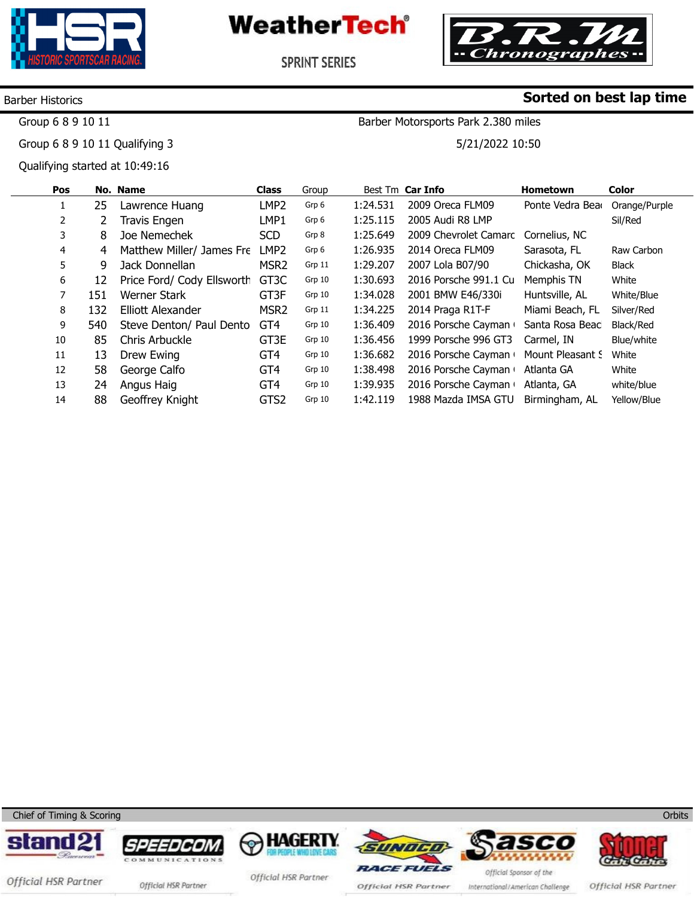HSR HISTORIC SPORTSCAR RACING

**WeatherTech**

SPRINT SERIES

B.R.M Chronographes

Barber Historics

**Sorted on best lap time**

Group 6 8 9 10 11

Barber Motorsports Park 2.380 miles

Group 6 8 9 10 11 Qualifying 3

5/21/2022 10:50

Qualifying started at 10:49:16

| Pos | No. | Name | Class | Group | Best Tm | Car Info | Hometown | Color |
|---|---|---|---|---|---|---|---|---|
| 1 | 25 | Lawrence Huang | LMP2 | Grp 6 | 1:24.531 | 2009 Oreca FLM09 | Ponte Vedra Bea | Orange/Purple |
| 2 | 2 | Travis Engen | LMP1 | Grp 6 | 1:25.115 | 2005 Audi R8 LMP | | Sil/Red |
| 3 | 8 | Joe Nemechek | SCD | Grp 8 | 1:25.649 | 2009 Chevrolet Camaro | Cornelius, NC | |
| 4 | 4 | Matthew Miller/ James Fre | LMP2 | Grp 6 | 1:26.935 | 2014 Oreca FLM09 | Sarasota, FL | Raw Carbon |
| 5 | 9 | Jack Donnellan | MSR2 | Grp 11 | 1:29.207 | 2007 Lola B07/90 | Chickasha, OK | Black |
| 6 | 12 | Price Ford/ Cody Ellsworth | GT3C | Grp 10 | 1:30.693 | 2016 Porsche 991.1 Cu | Memphis TN | White |
| 7 | 151 | Werner Stark | GT3F | Grp 10 | 1:34.028 | 2001 BMW E46/330i | Huntsville, AL | White/Blue |
| 8 | 132 | Elliott Alexander | MSR2 | Grp 11 | 1:34.225 | 2014 Praga R1T-F | Miami Beach, FL | Silver/Red |
| 9 | 540 | Steve Denton/ Paul Dento | GT4 | Grp 10 | 1:36.409 | 2016 Porsche Cayman | Santa Rosa Beac | Black/Red |
| 10 | 85 | Chris Arbuckle | GT3E | Grp 10 | 1:36.456 | 1999 Porsche 996 GT3 | Carmel, IN | Blue/white |
| 11 | 13 | Drew Ewing | GT4 | Grp 10 | 1:36.682 | 2016 Porsche Cayman | Mount Pleasant S | White |
| 12 | 58 | George Calfo | GT4 | Grp 10 | 1:38.498 | 2016 Porsche Cayman | Atlanta GA | White |
| 13 | 24 | Angus Haig | GT4 | Grp 10 | 1:39.935 | 2016 Porsche Cayman | Atlanta, GA | white/blue |
| 14 | 88 | Geoffrey Knight | GTS2 | Grp 10 | 1:42.119 | 1988 Mazda IMSA GTU | Birmingham, AL | Yellow/Blue |

Chief of Timing & Scoring

Orbits

stand21 — Official HSR Partner

SPEEDCOM COMMUNICATIONS — Official HSR Partner

HAGERTY FOR PEOPLE WHO LOVE CARS — Official HSR Partner

SUNOCO RACE FUELS — Official HSR Partner

Sasco — Official Sponsor of the International/American Challenge

Stoner Car Care — Official HSR Partner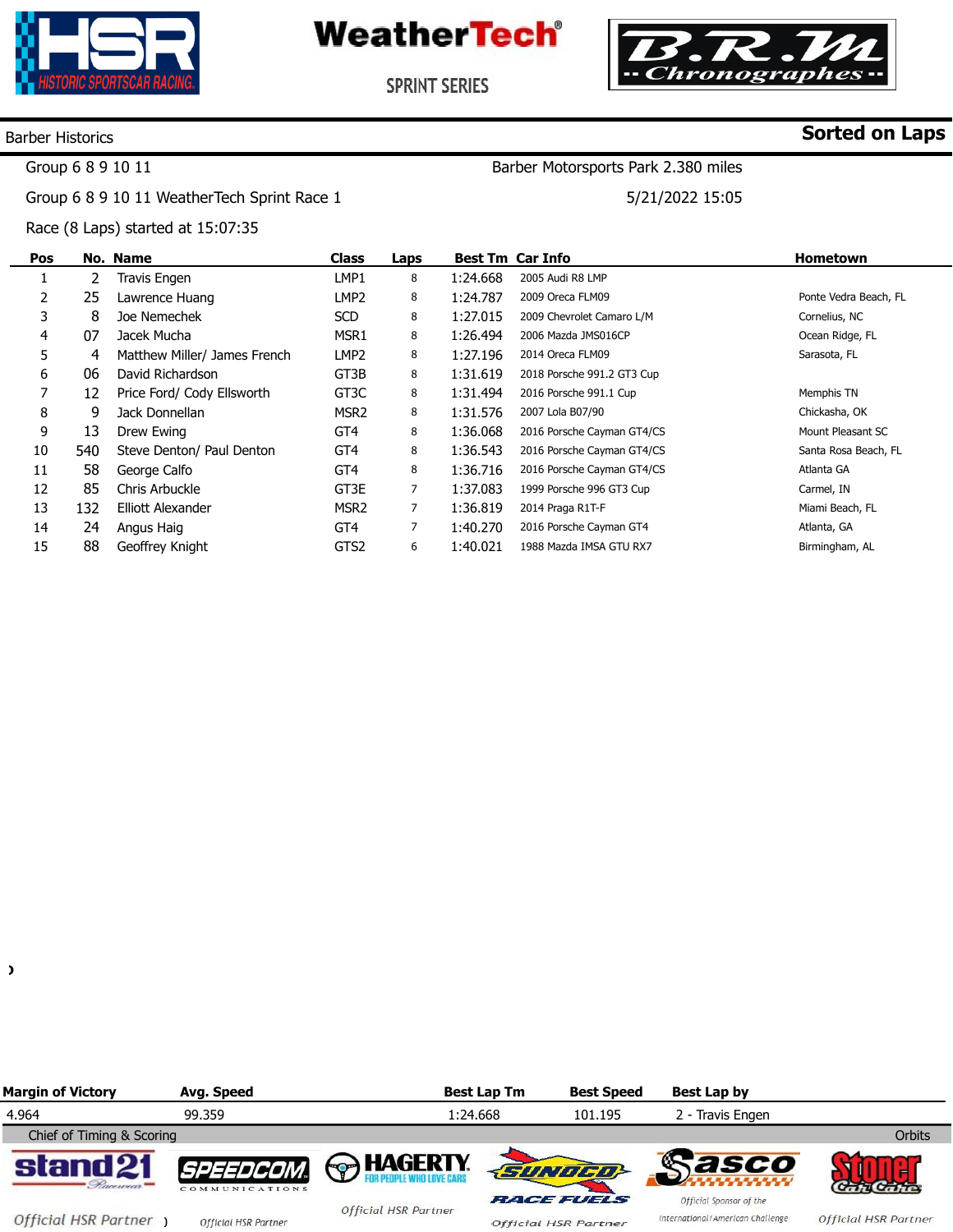HSR HISTORIC SPORTSCAR RACING

**WeatherTech**

SPRINT SERIES

B.R.M Chronographes

Barber Historics **Sorted on Laps**

Group 6 8 9 10 11 Barber Motorsports Park 2.380 miles

Group 6 8 9 10 11 WeatherTech Sprint Race 1 5/21/2022 15:05

Race (8 Laps) started at 15:07:35

| Pos | No. | Name | Class | Laps | Best Tm | Car Info | Hometown |
|---|---|---|---|---|---|---|---|
| 1 | 2 | Travis Engen | LMP1 | 8 | 1:24.668 | 2005 Audi R8 LMP | |
| 2 | 25 | Lawrence Huang | LMP2 | 8 | 1:24.787 | 2009 Oreca FLM09 | Ponte Vedra Beach, FL |
| 3 | 8 | Joe Nemechek | SCD | 8 | 1:27.015 | 2009 Chevrolet Camaro L/M | Cornelius, NC |
| 4 | 07 | Jacek Mucha | MSR1 | 8 | 1:26.494 | 2006 Mazda JMS016CP | Ocean Ridge, FL |
| 5 | 4 | Matthew Miller/ James French | LMP2 | 8 | 1:27.196 | 2014 Oreca FLM09 | Sarasota, FL |
| 6 | 06 | David Richardson | GT3B | 8 | 1:31.619 | 2018 Porsche 991.2 GT3 Cup | |
| 7 | 12 | Price Ford/ Cody Ellsworth | GT3C | 8 | 1:31.494 | 2016 Porsche 991.1 Cup | Memphis TN |
| 8 | 9 | Jack Donnellan | MSR2 | 8 | 1:31.576 | 2007 Lola B07/90 | Chickasha, OK |
| 9 | 13 | Drew Ewing | GT4 | 8 | 1:36.068 | 2016 Porsche Cayman GT4/CS | Mount Pleasant SC |
| 10 | 540 | Steve Denton/ Paul Denton | GT4 | 8 | 1:36.543 | 2016 Porsche Cayman GT4/CS | Santa Rosa Beach, FL |
| 11 | 58 | George Calfo | GT4 | 8 | 1:36.716 | 2016 Porsche Cayman GT4/CS | Atlanta GA |
| 12 | 85 | Chris Arbuckle | GT3E | 7 | 1:37.083 | 1999 Porsche 996 GT3 Cup | Carmel, IN |
| 13 | 132 | Elliott Alexander | MSR2 | 7 | 1:36.819 | 2014 Praga R1T-F | Miami Beach, FL |
| 14 | 24 | Angus Haig | GT4 | 7 | 1:40.270 | 2016 Porsche Cayman GT4 | Atlanta, GA |
| 15 | 88 | Geoffrey Knight | GTS2 | 6 | 1:40.021 | 1988 Mazda IMSA GTU RX7 | Birmingham, AL |

| Margin of Victory | Avg. Speed | Best Lap Tm | Best Speed | Best Lap by |
|---|---|---|---|---|
| 4.964 | 99.359 | 1:24.668 | 101.195 | 2 - Travis Engen |

Chief of Timing & Scoring Orbits

stand21 Official HSR Partner · SPEEDCOM COMMUNICATIONS Official HSR Partner · HAGERTY FOR PEOPLE WHO LOVE CARS Official HSR Partner · SUNOCO RACE FUELS Official HSR Partner · Sasco Official Sponsor of the International/American Challenge · Stoner Car Care Official HSR Partner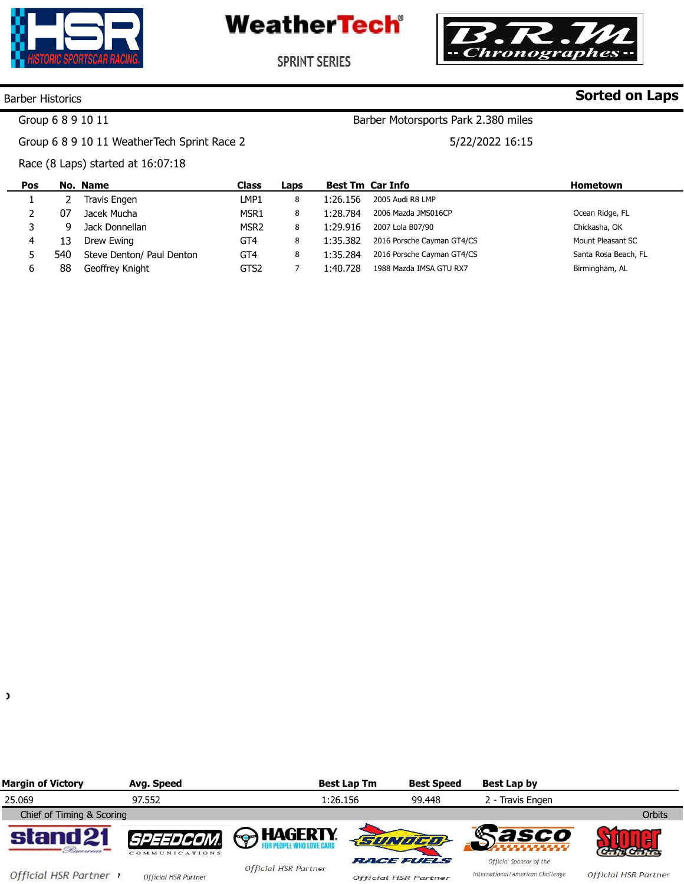Barber Historics

**Sorted on Laps**

Group 6 8 9 10 11

Barber Motorsports Park 2.380 miles

Group 6 8 9 10 11 WeatherTech Sprint Race 2

5/22/2022 16:15

Race (8 Laps) started at 16:07:18

| Pos | No. | Name | Class | Laps | Best Tm | Car Info | Hometown |
|---|---|---|---|---|---|---|---|
| 1 | 2 | Travis Engen | LMP1 | 8 | 1:26.156 | 2005 Audi R8 LMP | |
| 2 | 07 | Jacek Mucha | MSR1 | 8 | 1:28.784 | 2006 Mazda JMS016CP | Ocean Ridge, FL |
| 3 | 9 | Jack Donnellan | MSR2 | 8 | 1:29.916 | 2007 Lola B07/90 | Chickasha, OK |
| 4 | 13 | Drew Ewing | GT4 | 8 | 1:35.382 | 2016 Porsche Cayman GT4/CS | Mount Pleasant SC |
| 5 | 540 | Steve Denton/ Paul Denton | GT4 | 8 | 1:35.284 | 2016 Porsche Cayman GT4/CS | Santa Rosa Beach, FL |
| 6 | 88 | Geoffrey Knight | GTS2 | 7 | 1:40.728 | 1988 Mazda IMSA GTU RX7 | Birmingham, AL |

| Margin of Victory | Avg. Speed | Best Lap Tm | Best Speed | Best Lap by |
|---|---|---|---|---|
| 25.069 | 97.552 | 1:26.156 | 99.448 | 2 - Travis Engen |

Chief of Timing & Scoring

Orbits